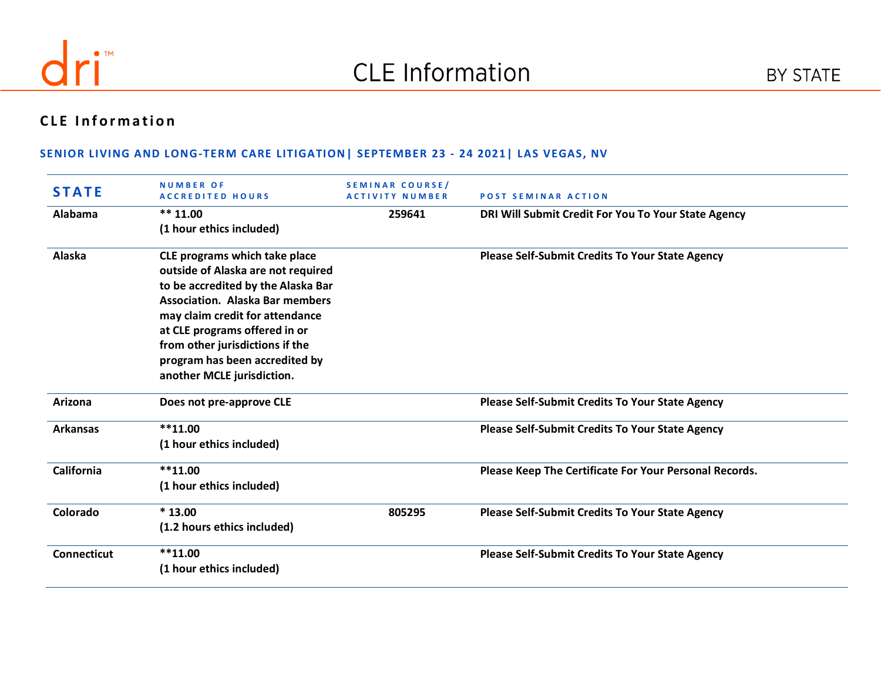# CLE Information

## CLE Information

### SENIOR LIVING AND LONG-TERM CARE LITIGATION| SEPTEMBER 23 - 24 2021| LAS VEGAS, NV

| STATE | NUMBER OF ACCREDITED HOURS | SEMINAR COURSE/ ACTIVITY NUMBER | POST SEMINAR ACTION |
|---|---|---|---|
| Alabama | ** 11.00 (1 hour ethics included) | 259641 | DRI Will Submit Credit For You To Your State Agency |
| Alaska | CLE programs which take place outside of Alaska are not required to be accredited by the Alaska Bar Association. Alaska Bar members may claim credit for attendance at CLE programs offered in or from other jurisdictions if the program has been accredited by another MCLE jurisdiction. | | Please Self-Submit Credits To Your State Agency |
| Arizona | Does not pre-approve CLE | | Please Self-Submit Credits To Your State Agency |
| Arkansas | **11.00 (1 hour ethics included) | | Please Self-Submit Credits To Your State Agency |
| California | **11.00 (1 hour ethics included) | | Please Keep The Certificate For Your Personal Records. |
| Colorado | * 13.00 (1.2 hours ethics included) | 805295 | Please Self-Submit Credits To Your State Agency |
| Connecticut | **11.00 (1 hour ethics included) | | Please Self-Submit Credits To Your State Agency |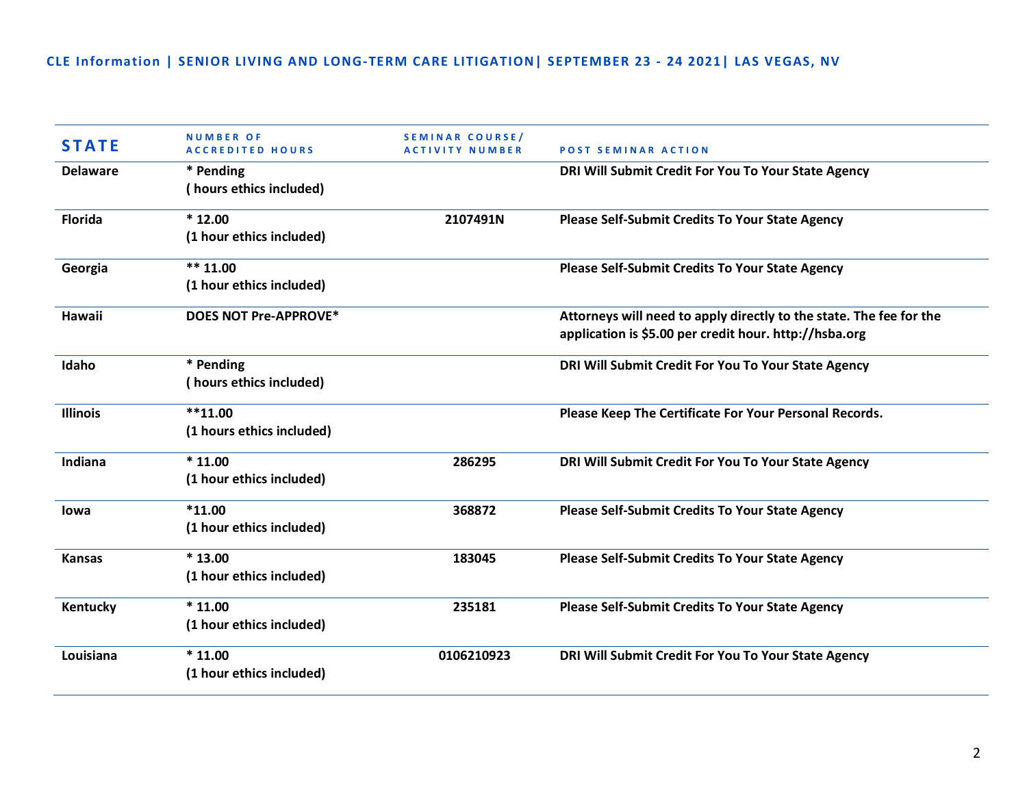**CLE Information | SENIOR LIVING AND LONG-TERM CARE LITIGATION| SEPTEMBER 23 - 24 2021| LAS VEGAS, NV**

| STATE | NUMBER OF ACCREDITED HOURS | SEMINAR COURSE/ ACTIVITY NUMBER | POST SEMINAR ACTION |
|---|---|---|---|
| **Delaware** | **\* Pending ( hours ethics included)** | | **DRI Will Submit Credit For You To Your State Agency** |
| **Florida** | **\* 12.00 (1 hour ethics included)** | **2107491N** | **Please Self-Submit Credits To Your State Agency** |
| **Georgia** | **\*\* 11.00 (1 hour ethics included)** | | **Please Self-Submit Credits To Your State Agency** |
| **Hawaii** | **DOES NOT Pre-APPROVE\*** | | **Attorneys will need to apply directly to the state. The fee for the application is $5.00 per credit hour. http://hsba.org** |
| **Idaho** | **\* Pending ( hours ethics included)** | | **DRI Will Submit Credit For You To Your State Agency** |
| **Illinois** | **\*\*11.00 (1 hours ethics included)** | | **Please Keep The Certificate For Your Personal Records.** |
| **Indiana** | **\* 11.00 (1 hour ethics included)** | **286295** | **DRI Will Submit Credit For You To Your State Agency** |
| **Iowa** | **\*11.00 (1 hour ethics included)** | **368872** | **Please Self-Submit Credits To Your State Agency** |
| **Kansas** | **\* 13.00 (1 hour ethics included)** | **183045** | **Please Self-Submit Credits To Your State Agency** |
| **Kentucky** | **\* 11.00 (1 hour ethics included)** | **235181** | **Please Self-Submit Credits To Your State Agency** |
| **Louisiana** | **\* 11.00 (1 hour ethics included)** | **0106210923** | **DRI Will Submit Credit For You To Your State Agency** |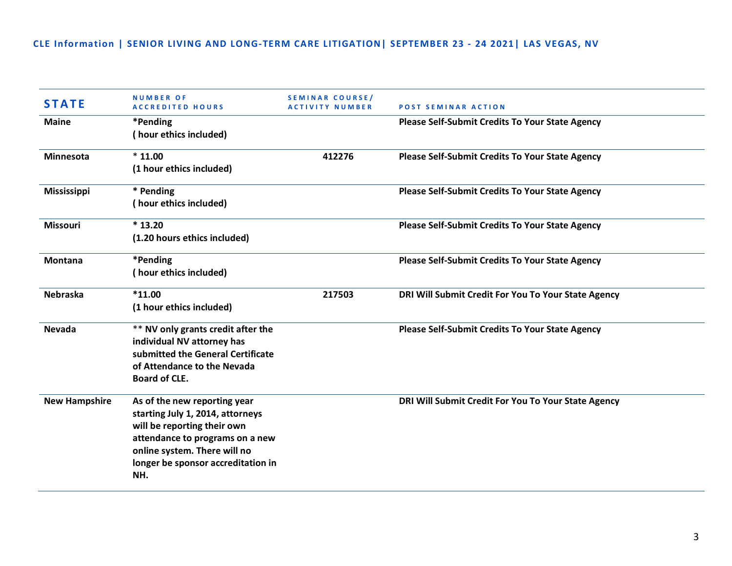CLE Information | SENIOR LIVING AND LONG-TERM CARE LITIGATION| SEPTEMBER 23 - 24 2021| LAS VEGAS, NV

| STATE | NUMBER OF ACCREDITED HOURS | SEMINAR COURSE/ ACTIVITY NUMBER | POST SEMINAR ACTION |
|---|---|---|---|
| **Maine** | **\*Pending ( hour ethics included)** | | **Please Self-Submit Credits To Your State Agency** |
| **Minnesota** | **\* 11.00 (1 hour ethics included)** | **412276** | **Please Self-Submit Credits To Your State Agency** |
| **Mississippi** | **\* Pending ( hour ethics included)** | | **Please Self-Submit Credits To Your State Agency** |
| **Missouri** | **\* 13.20 (1.20 hours ethics included)** | | **Please Self-Submit Credits To Your State Agency** |
| **Montana** | **\*Pending ( hour ethics included)** | | **Please Self-Submit Credits To Your State Agency** |
| **Nebraska** | **\*11.00 (1 hour ethics included)** | **217503** | **DRI Will Submit Credit For You To Your State Agency** |
| **Nevada** | **\*\* NV only grants credit after the individual NV attorney has submitted the General Certificate of Attendance to the Nevada Board of CLE.** | | **Please Self-Submit Credits To Your State Agency** |
| **New Hampshire** | **As of the new reporting year starting July 1, 2014, attorneys will be reporting their own attendance to programs on a new online system. There will no longer be sponsor accreditation in NH.** | | **DRI Will Submit Credit For You To Your State Agency** |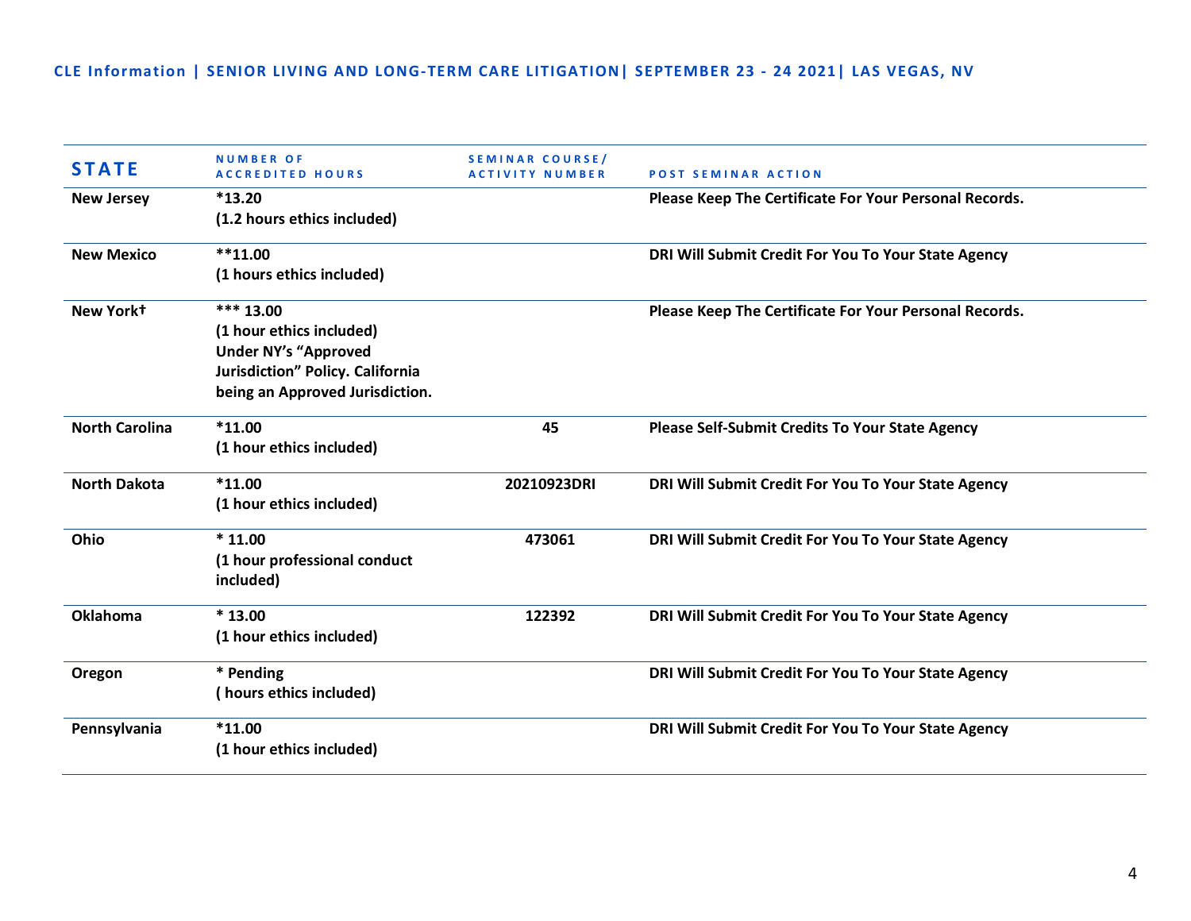| STATE | NUMBER OF ACCREDITED HOURS | SEMINAR COURSE/ ACTIVITY NUMBER | POST SEMINAR ACTION |
|---|---|---|---|
| New Jersey | *13.20<br>(1.2 hours ethics included) | | Please Keep The Certificate For Your Personal Records. |
| New Mexico | **11.00<br>(1 hours ethics included) | | DRI Will Submit Credit For You To Your State Agency |
| New York† | *** 13.00<br>(1 hour ethics included)<br>Under NY's "Approved Jurisdiction" Policy. California being an Approved Jurisdiction. | | Please Keep The Certificate For Your Personal Records. |
| North Carolina | *11.00<br>(1 hour ethics included) | 45 | Please Self-Submit Credits To Your State Agency |
| North Dakota | *11.00<br>(1 hour ethics included) | 20210923DRI | DRI Will Submit Credit For You To Your State Agency |
| Ohio | * 11.00<br>(1 hour professional conduct included) | 473061 | DRI Will Submit Credit For You To Your State Agency |
| Oklahoma | * 13.00<br>(1 hour ethics included) | 122392 | DRI Will Submit Credit For You To Your State Agency |
| Oregon | * Pending<br>( hours ethics included) | | DRI Will Submit Credit For You To Your State Agency |
| Pennsylvania | *11.00<br>(1 hour ethics included) | | DRI Will Submit Credit For You To Your State Agency |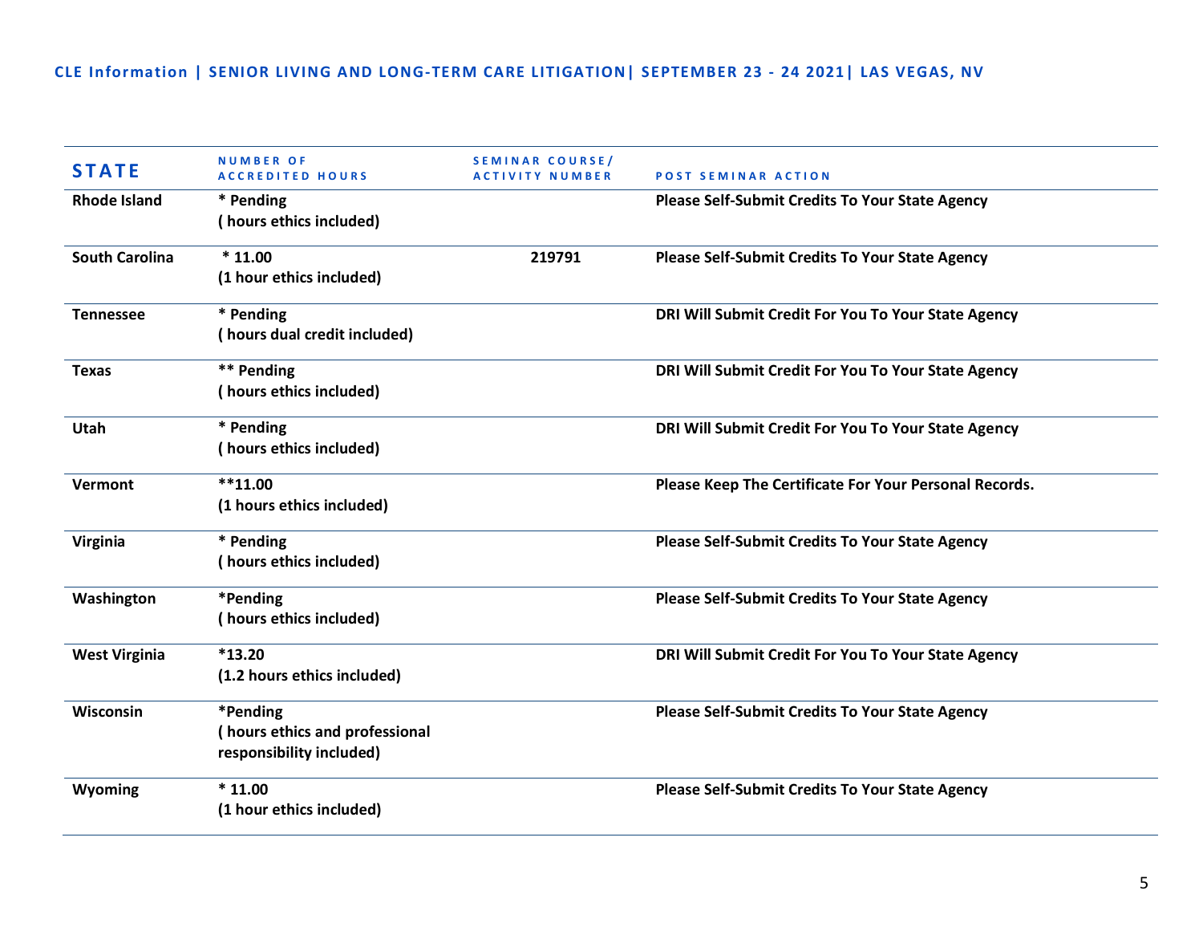**CLE Information | SENIOR LIVING AND LONG-TERM CARE LITIGATION| SEPTEMBER 23 - 24 2021| LAS VEGAS, NV**

| STATE | NUMBER OF ACCREDITED HOURS | SEMINAR COURSE/ ACTIVITY NUMBER | POST SEMINAR ACTION |
|---|---|---|---|
| Rhode Island | * Pending<br>( hours ethics included) | | Please Self-Submit Credits To Your State Agency |
| South Carolina | * 11.00<br>(1 hour ethics included) | 219791 | Please Self-Submit Credits To Your State Agency |
| Tennessee | * Pending<br>( hours dual credit included) | | DRI Will Submit Credit For You To Your State Agency |
| Texas | ** Pending<br>( hours ethics included) | | DRI Will Submit Credit For You To Your State Agency |
| Utah | * Pending<br>( hours ethics included) | | DRI Will Submit Credit For You To Your State Agency |
| Vermont | **11.00<br>(1 hours ethics included) | | Please Keep The Certificate For Your Personal Records. |
| Virginia | * Pending<br>( hours ethics included) | | Please Self-Submit Credits To Your State Agency |
| Washington | *Pending<br>( hours ethics included) | | Please Self-Submit Credits To Your State Agency |
| West Virginia | *13.20<br>(1.2 hours ethics included) | | DRI Will Submit Credit For You To Your State Agency |
| Wisconsin | *Pending<br>( hours ethics and professional responsibility included) | | Please Self-Submit Credits To Your State Agency |
| Wyoming | * 11.00<br>(1 hour ethics included) | | Please Self-Submit Credits To Your State Agency |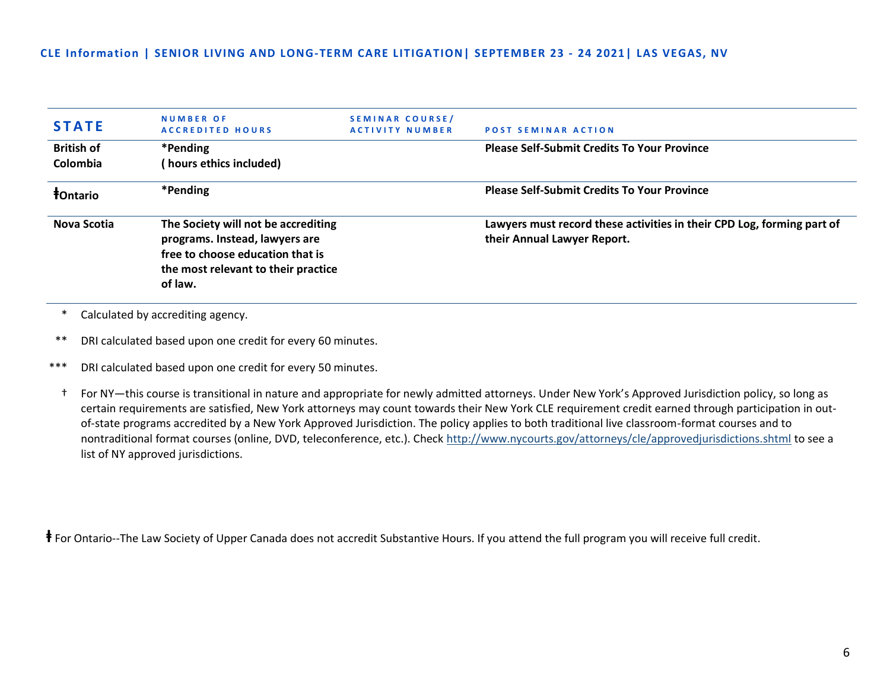CLE Information | SENIOR LIVING AND LONG-TERM CARE LITIGATION| SEPTEMBER 23 - 24 2021| LAS VEGAS, NV

| STATE | NUMBER OF ACCREDITED HOURS | SEMINAR COURSE/ ACTIVITY NUMBER | POST SEMINAR ACTION |
|---|---|---|---|
| **British of Colombia** | ***Pending**<br>**( hours ethics included)** | | **Please Self-Submit Credits To Your Province** |
| **ǂOntario** | ***Pending** | | **Please Self-Submit Credits To Your Province** |
| **Nova Scotia** | **The Society will not be accrediting programs. Instead, lawyers are free to choose education that is the most relevant to their practice of law.** | | **Lawyers must record these activities in their CPD Log, forming part of their Annual Lawyer Report.** |

\* Calculated by accrediting agency.

** DRI calculated based upon one credit for every 60 minutes.

*** DRI calculated based upon one credit for every 50 minutes.

† For NY—this course is transitional in nature and appropriate for newly admitted attorneys. Under New York's Approved Jurisdiction policy, so long as certain requirements are satisfied, New York attorneys may count towards their New York CLE requirement credit earned through participation in out-of-state programs accredited by a New York Approved Jurisdiction. The policy applies to both traditional live classroom-format courses and to nontraditional format courses (online, DVD, teleconference, etc.). Check http://www.nycourts.gov/attorneys/cle/approvedjurisdictions.shtml to see a list of NY approved jurisdictions.

ǂ For Ontario--The Law Society of Upper Canada does not accredit Substantive Hours. If you attend the full program you will receive full credit.